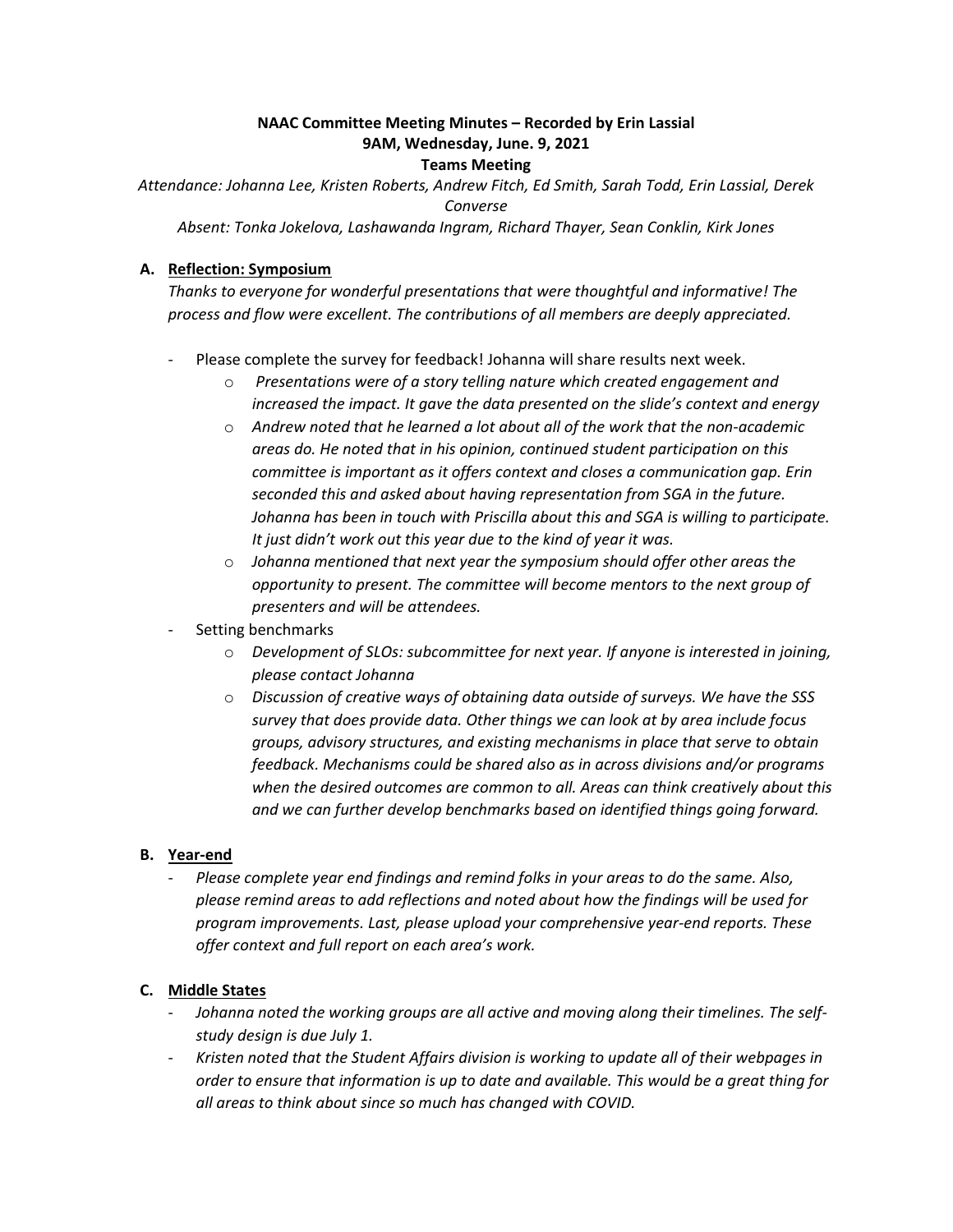**NAAC Committee Meeting Minutes – Recorded by Erin Lassial**
**9AM, Wednesday, June. 9, 2021**
**Teams Meeting**

*Attendance: Johanna Lee, Kristen Roberts, Andrew Fitch, Ed Smith, Sarah Todd, Erin Lassial, Derek Converse*

*Absent: Tonka Jokelova, Lashawanda Ingram, Richard Thayer, Sean Conklin, Kirk Jones*

**A. Reflection: Symposium**

*Thanks to everyone for wonderful presentations that were thoughtful and informative! The process and flow were excellent. The contributions of all members are deeply appreciated.*

- Please complete the survey for feedback! Johanna will share results next week.
  - *Presentations were of a story telling nature which created engagement and increased the impact. It gave the data presented on the slide's context and energy*
  - *Andrew noted that he learned a lot about all of the work that the non-academic areas do. He noted that in his opinion, continued student participation on this committee is important as it offers context and closes a communication gap. Erin seconded this and asked about having representation from SGA in the future. Johanna has been in touch with Priscilla about this and SGA is willing to participate. It just didn't work out this year due to the kind of year it was.*
  - *Johanna mentioned that next year the symposium should offer other areas the opportunity to present. The committee will become mentors to the next group of presenters and will be attendees.*
- Setting benchmarks
  - *Development of SLOs: subcommittee for next year. If anyone is interested in joining, please contact Johanna*
  - *Discussion of creative ways of obtaining data outside of surveys. We have the SSS survey that does provide data. Other things we can look at by area include focus groups, advisory structures, and existing mechanisms in place that serve to obtain feedback. Mechanisms could be shared also as in across divisions and/or programs when the desired outcomes are common to all. Areas can think creatively about this and we can further develop benchmarks based on identified things going forward.*

**B. Year-end**

- *Please complete year end findings and remind folks in your areas to do the same. Also, please remind areas to add reflections and noted about how the findings will be used for program improvements. Last, please upload your comprehensive year-end reports. These offer context and full report on each area's work.*

**C. Middle States**

- *Johanna noted the working groups are all active and moving along their timelines. The self-study design is due July 1.*
- *Kristen noted that the Student Affairs division is working to update all of their webpages in order to ensure that information is up to date and available. This would be a great thing for all areas to think about since so much has changed with COVID.*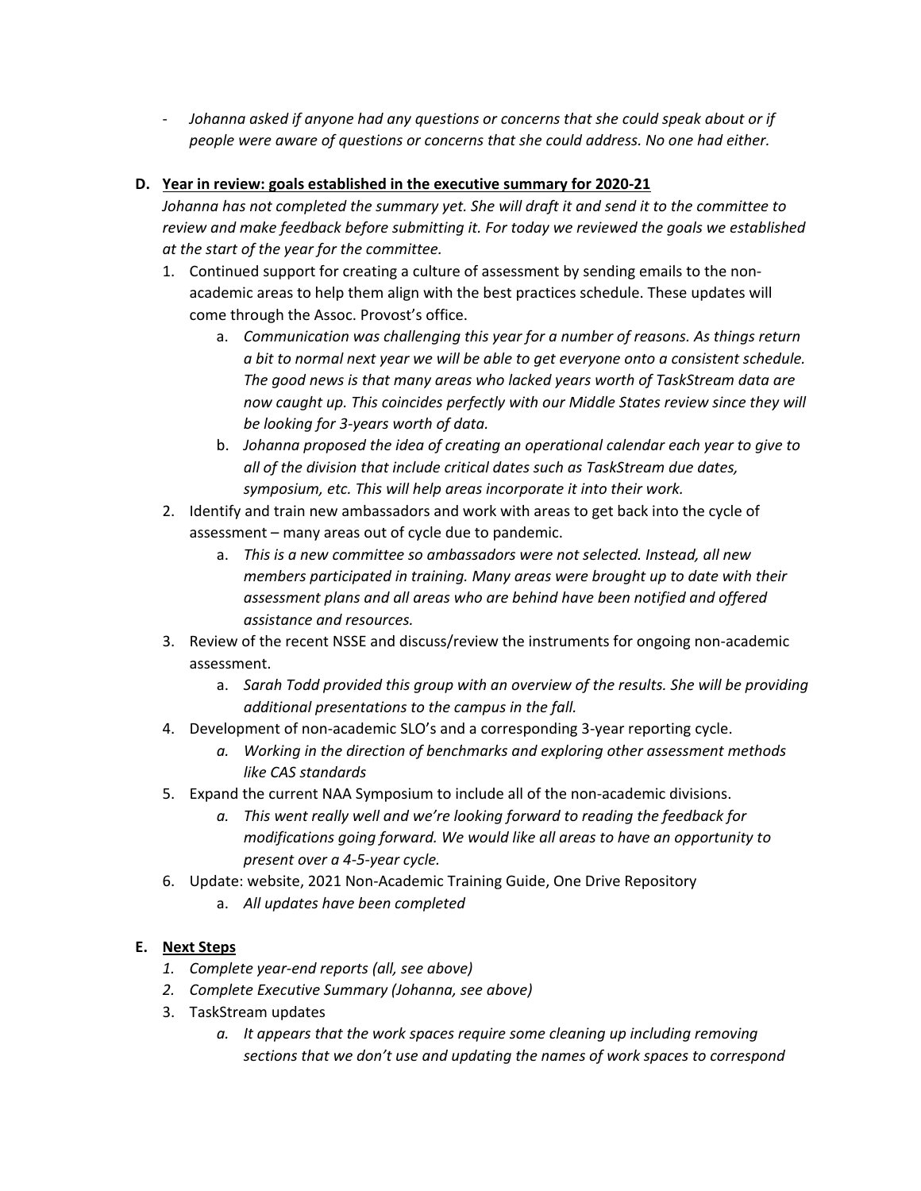- *Johanna asked if anyone had any questions or concerns that she could speak about or if people were aware of questions or concerns that she could address. No one had either.*

**D. <u>Year in review: goals established in the executive summary for 2020-21</u>**

*Johanna has not completed the summary yet. She will draft it and send it to the committee to review and make feedback before submitting it. For today we reviewed the goals we established at the start of the year for the committee.*

1. Continued support for creating a culture of assessment by sending emails to the non-academic areas to help them align with the best practices schedule. These updates will come through the Assoc. Provost's office.
   a. *Communication was challenging this year for a number of reasons. As things return a bit to normal next year we will be able to get everyone onto a consistent schedule. The good news is that many areas who lacked years worth of TaskStream data are now caught up. This coincides perfectly with our Middle States review since they will be looking for 3-years worth of data.*
   b. *Johanna proposed the idea of creating an operational calendar each year to give to all of the division that include critical dates such as TaskStream due dates, symposium, etc. This will help areas incorporate it into their work.*
2. Identify and train new ambassadors and work with areas to get back into the cycle of assessment – many areas out of cycle due to pandemic.
   a. *This is a new committee so ambassadors were not selected. Instead, all new members participated in training. Many areas were brought up to date with their assessment plans and all areas who are behind have been notified and offered assistance and resources.*
3. Review of the recent NSSE and discuss/review the instruments for ongoing non-academic assessment.
   a. *Sarah Todd provided this group with an overview of the results. She will be providing additional presentations to the campus in the fall.*
4. Development of non-academic SLO's and a corresponding 3-year reporting cycle.
   a. *Working in the direction of benchmarks and exploring other assessment methods like CAS standards*
5. Expand the current NAA Symposium to include all of the non-academic divisions.
   a. *This went really well and we're looking forward to reading the feedback for modifications going forward. We would like all areas to have an opportunity to present over a 4-5-year cycle.*
6. Update: website, 2021 Non-Academic Training Guide, One Drive Repository
   a. *All updates have been completed*

**E. <u>Next Steps</u>**

1. *Complete year-end reports (all, see above)*
2. *Complete Executive Summary (Johanna, see above)*
3. TaskStream updates
   a. *It appears that the work spaces require some cleaning up including removing sections that we don't use and updating the names of work spaces to correspond*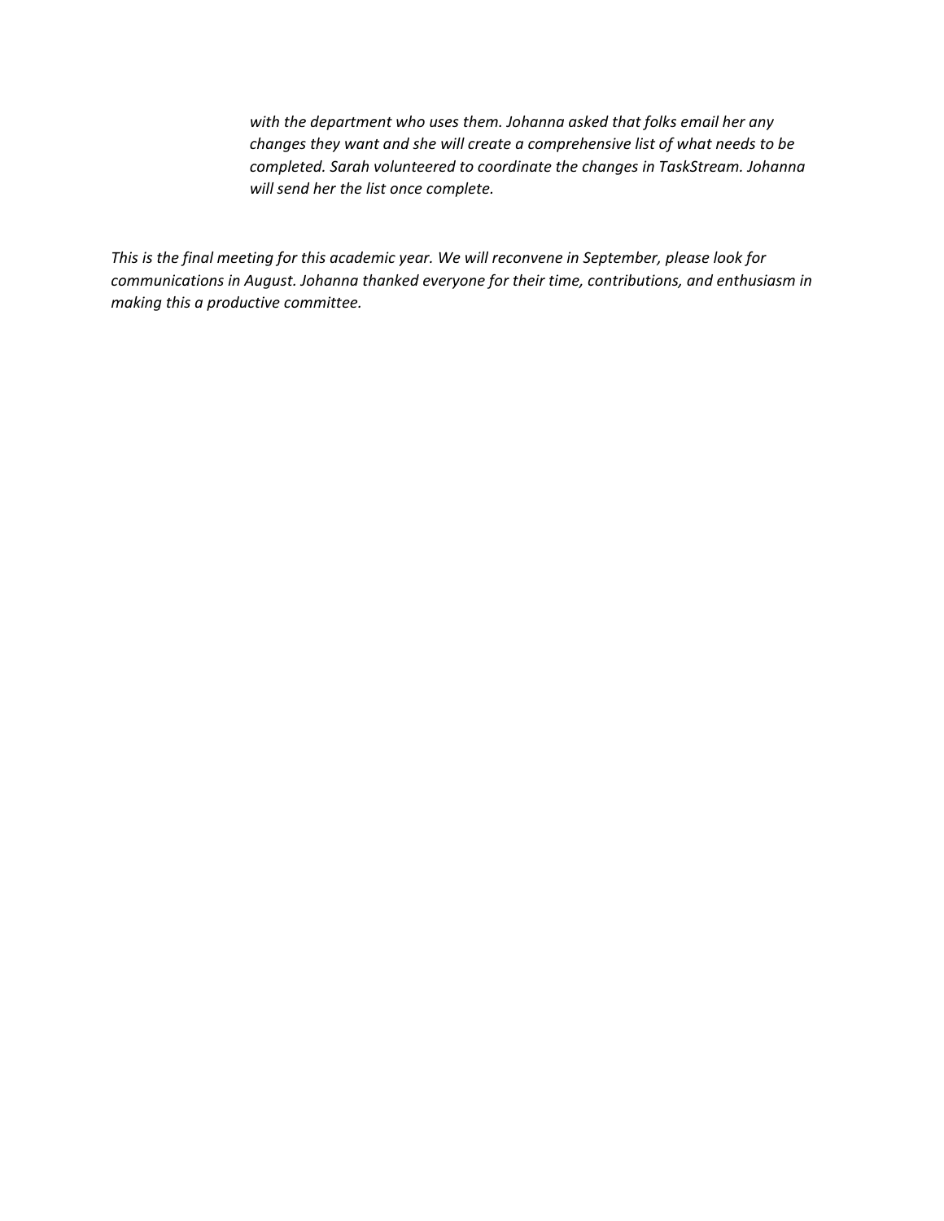*with the department who uses them. Johanna asked that folks email her any changes they want and she will create a comprehensive list of what needs to be completed. Sarah volunteered to coordinate the changes in TaskStream. Johanna will send her the list once complete.*

*This is the final meeting for this academic year. We will reconvene in September, please look for communications in August. Johanna thanked everyone for their time, contributions, and enthusiasm in making this a productive committee.*